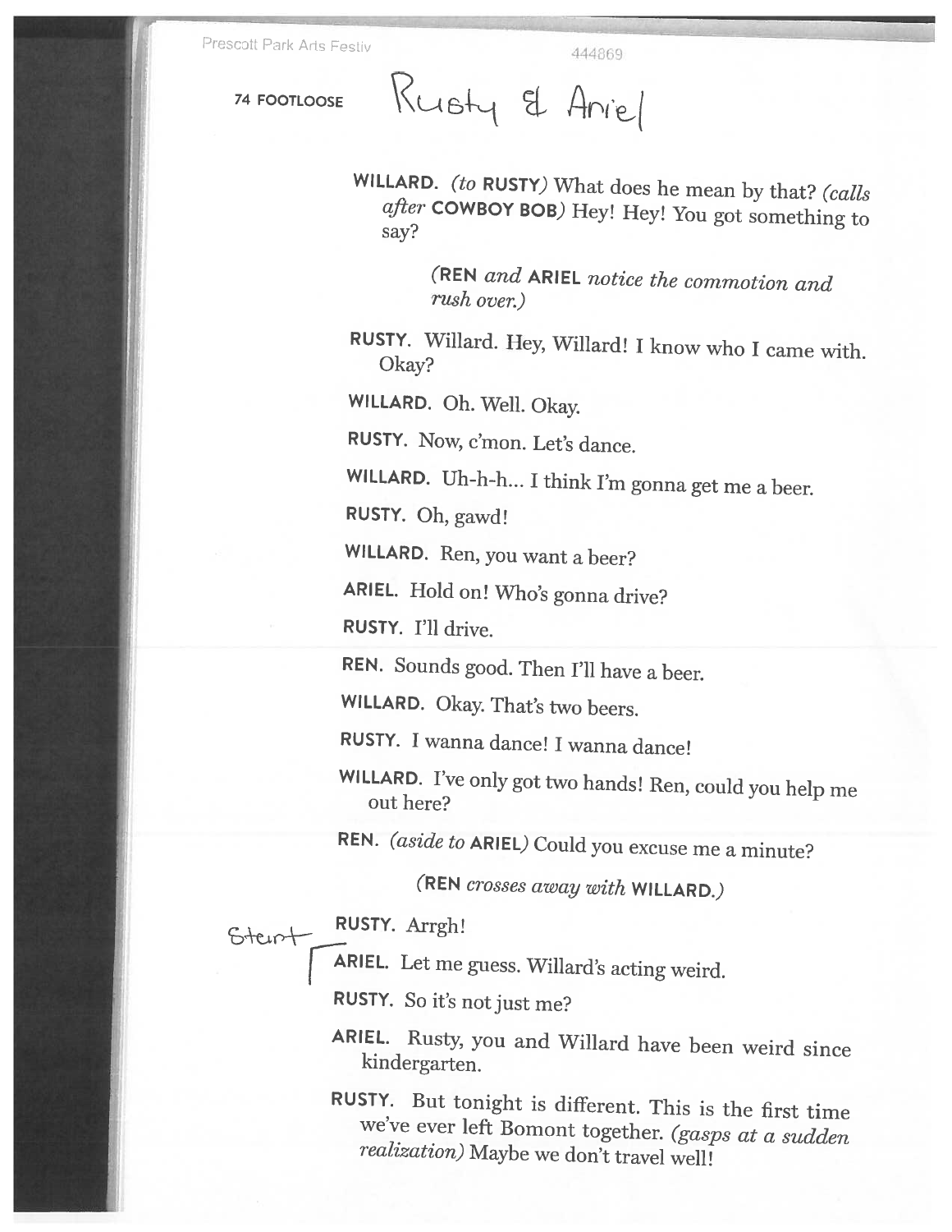Rusty & Ariel

**WILLARD.** *(to* **RUSTY***)* What does he mean by that? *(calls after* **COWBOY BOB***)* Hey! Hey! You got something to say?

*(***REN** *and* **ARIEL** *notice the commotion and rush over.)*

**RUSTY.** Willard. Hey, Willard! I know who I came with. Okay?

**WILLARD.** Oh. Well. Okay.

**RUSTY.** Now, c'mon. Let's dance.

**WILLARD.** Uh-h-h... I think I'm gonna get me a beer.

**RUSTY.** Oh, gawd!

**WILLARD.** Ren, you want a beer?

**ARIEL.** Hold on! Who's gonna drive?

**RUSTY.** I'll drive.

**REN.** Sounds good. Then I'll have a beer.

**WILLARD.** Okay. That's two beers.

**RUSTY.** I wanna dance! I wanna dance!

**WILLARD.** I've only got two hands! Ren, could you help me out here?

**REN.** *(aside to* **ARIEL***)* Could you excuse me a minute?

*(***REN** *crosses away with* **WILLARD.***)*

**RUSTY.** Arrgh!

Start

**ARIEL.** Let me guess. Willard's acting weird.

**RUSTY.** So it's not just me?

**ARIEL.** Rusty, you and Willard have been weird since kindergarten.

**RUSTY.** But tonight is different. This is the first time we've ever left Bomont together. *(gasps at a sudden realization)* Maybe we don't travel well!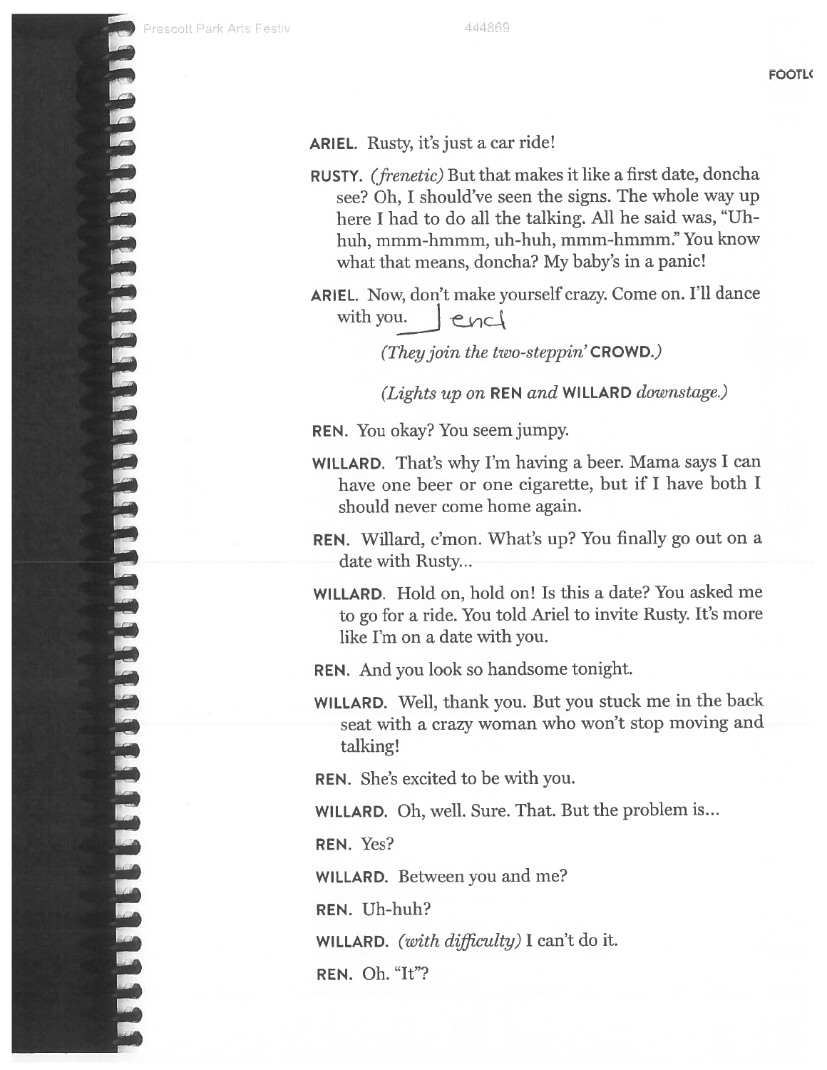**ARIEL.** Rusty, it's just a car ride!

**RUSTY.** *(frenetic)* But that makes it like a first date, doncha see? Oh, I should've seen the signs. The whole way up here I had to do all the talking. All he said was, "Uh-huh, mmm-hmmm, uh-huh, mmm-hmmm." You know what that means, doncha? My baby's in a panic!

**ARIEL.** Now, don't make yourself crazy. Come on. I'll dance with you. | end

*(They join the two-steppin'* **CROWD.***)*

*(Lights up on* **REN** *and* **WILLARD** *downstage.)*

**REN.** You okay? You seem jumpy.

**WILLARD.** That's why I'm having a beer. Mama says I can have one beer or one cigarette, but if I have both I should never come home again.

**REN.** Willard, c'mon. What's up? You finally go out on a date with Rusty...

**WILLARD.** Hold on, hold on! Is this a date? You asked me to go for a ride. You told Ariel to invite Rusty. It's more like I'm on a date with you.

**REN.** And you look so handsome tonight.

**WILLARD.** Well, thank you. But you stuck me in the back seat with a crazy woman who won't stop moving and talking!

**REN.** She's excited to be with you.

**WILLARD.** Oh, well. Sure. That. But the problem is...

**REN.** Yes?

**WILLARD.** Between you and me?

**REN.** Uh-huh?

**WILLARD.** *(with difficulty)* I can't do it.

**REN.** Oh. "It"?